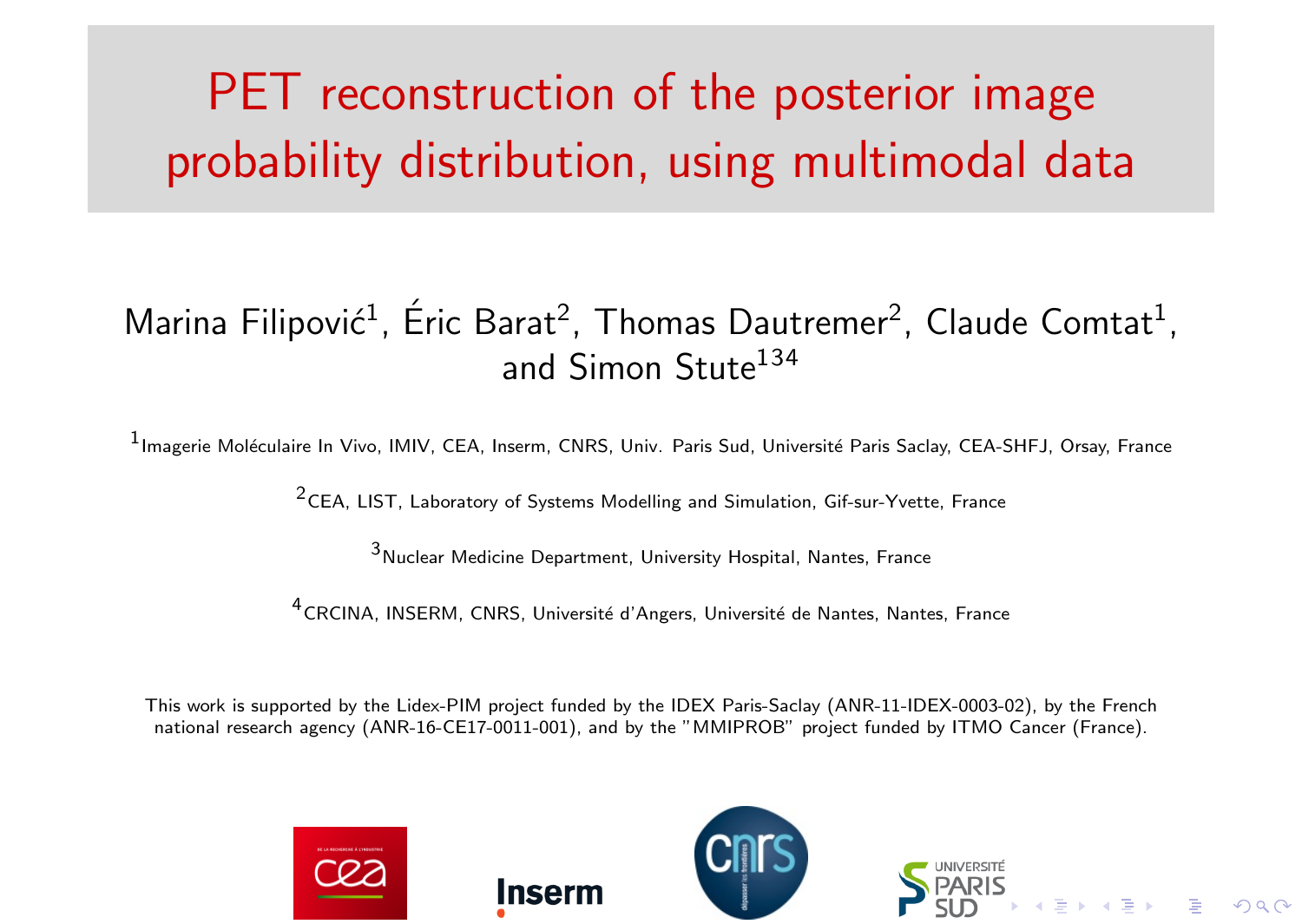# PET reconstruction of the posterior image probability distribution, using multimodal data

Marina Filipović[1], Éric Barat[2], Thomas Dautremer[2], Claude Comtat[1], and Simon Stute[134]

[1]Imagerie Moléculaire In Vivo, IMIV, CEA, Inserm, CNRS, Univ. Paris Sud, Université Paris Saclay, CEA-SHFJ, Orsay, France

[2]CEA, LIST, Laboratory of Systems Modelling and Simulation, Gif-sur-Yvette, France

[3]Nuclear Medicine Department, University Hospital, Nantes, France

[4]CRCINA, INSERM, CNRS, Université d'Angers, Université de Nantes, Nantes, France

This work is supported by the Lidex-PIM project funded by the IDEX Paris-Saclay (ANR-11-IDEX-0003-02), by the French national research agency (ANR-16-CE17-0011-001), and by the "MMIPROB" project funded by ITMO Cancer (France).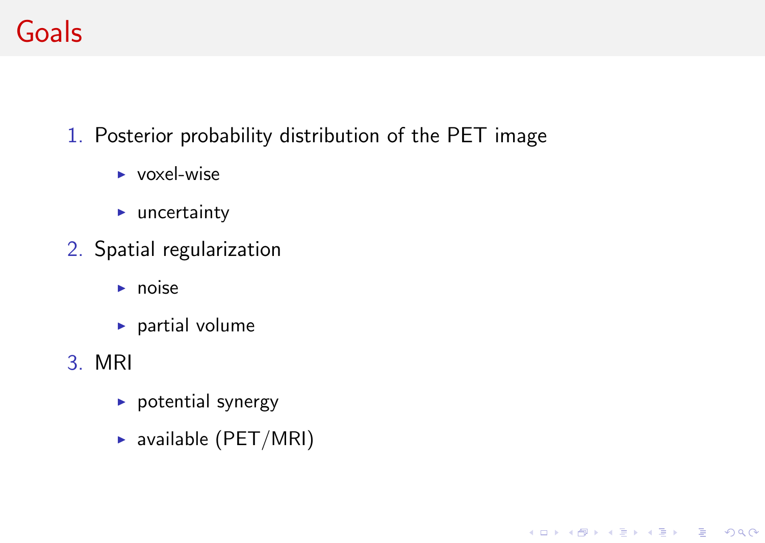# Goals

1. Posterior probability distribution of the PET image
   - voxel-wise
   - uncertainty
2. Spatial regularization
   - noise
   - partial volume
3. MRI
   - potential synergy
   - available (PET/MRI)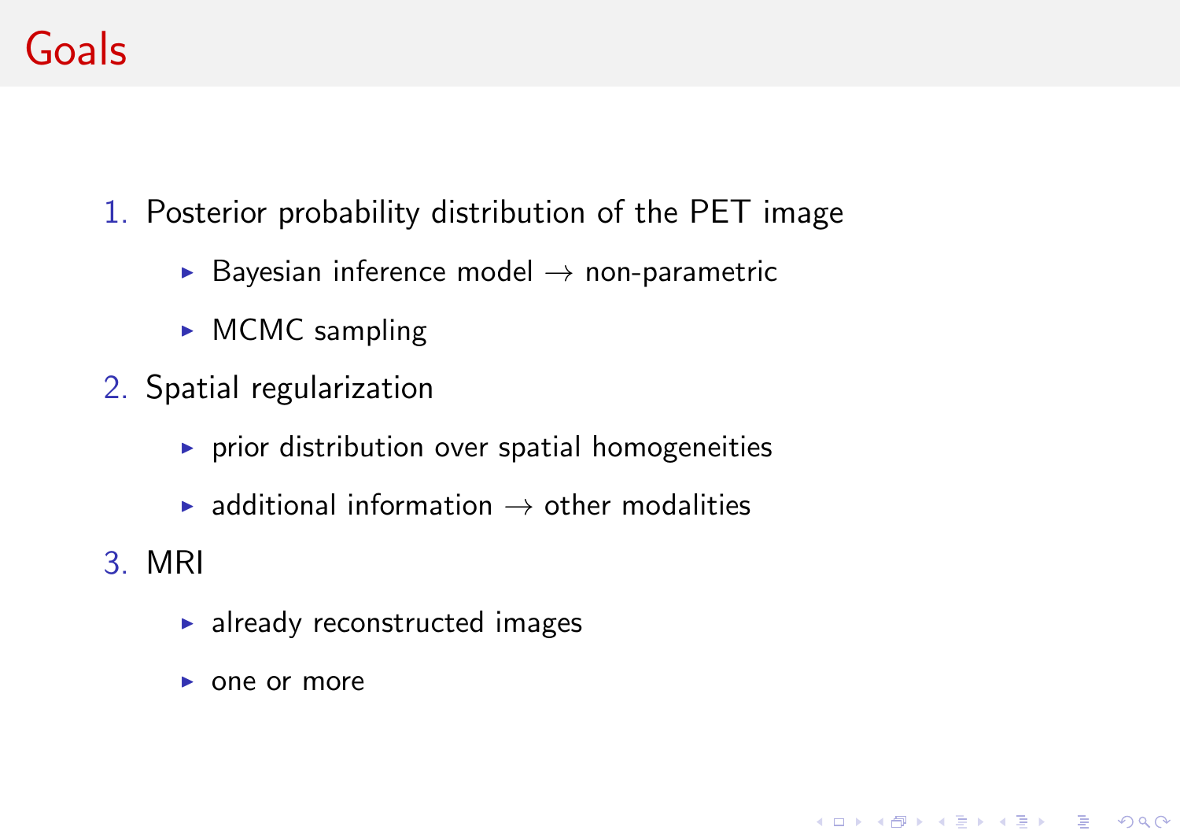# Goals

1. Posterior probability distribution of the PET image
   - Bayesian inference model $\rightarrow$ non-parametric
   - MCMC sampling
2. Spatial regularization
   - prior distribution over spatial homogeneities
   - additional information $\rightarrow$ other modalities
3. MRI
   - already reconstructed images
   - one or more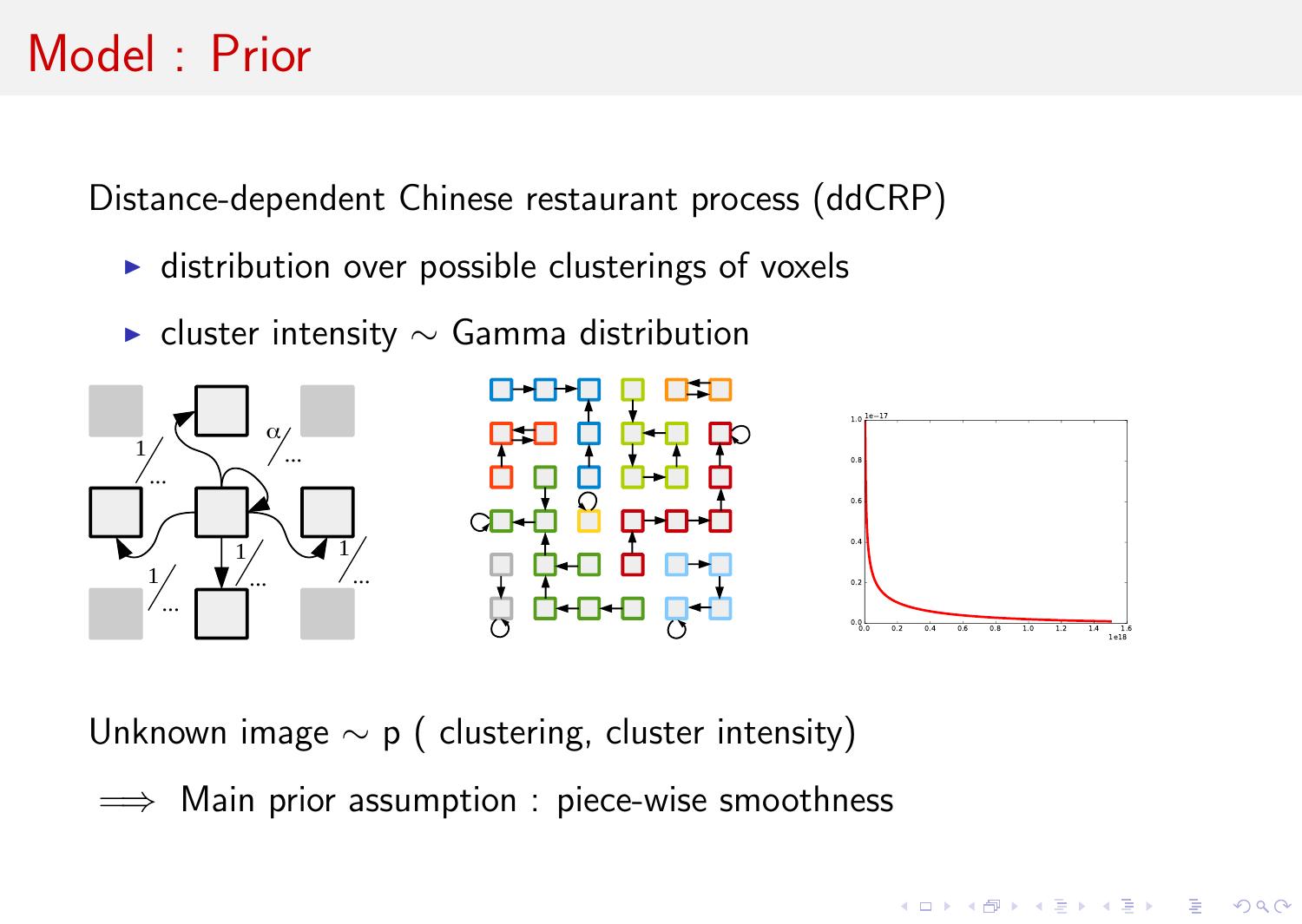# Model : Prior

Distance-dependent Chinese restaurant process (ddCRP)

- distribution over possible clusterings of voxels
- cluster intensity $\sim$ Gamma distribution

Unknown image $\sim$ p ( clustering, cluster intensity)

$\implies$ Main prior assumption : piece-wise smoothness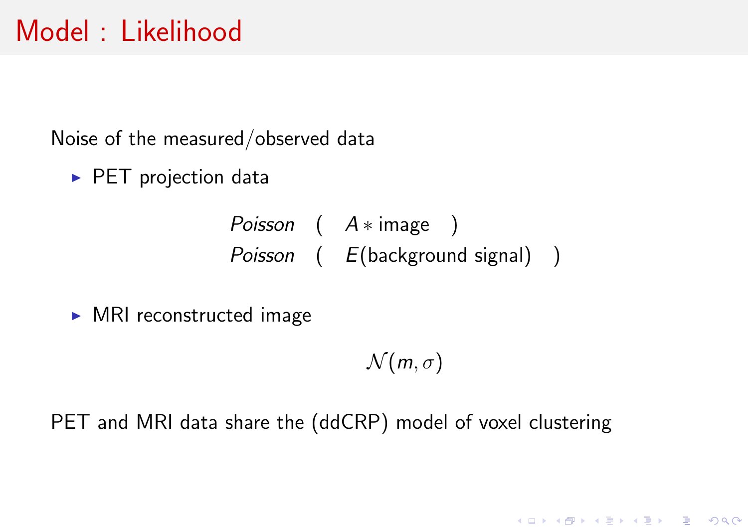# Model : Likelihood

Noise of the measured/observed data

- PET projection data

$$
\begin{array}{ll}
\textit{Poisson} & ( \quad A * \text{image} \quad ) \\
\textit{Poisson} & ( \quad E(\text{background signal}) \quad )
\end{array}
$$

- MRI reconstructed image

$$
\mathcal{N}(m, \sigma)
$$

PET and MRI data share the (ddCRP) model of voxel clustering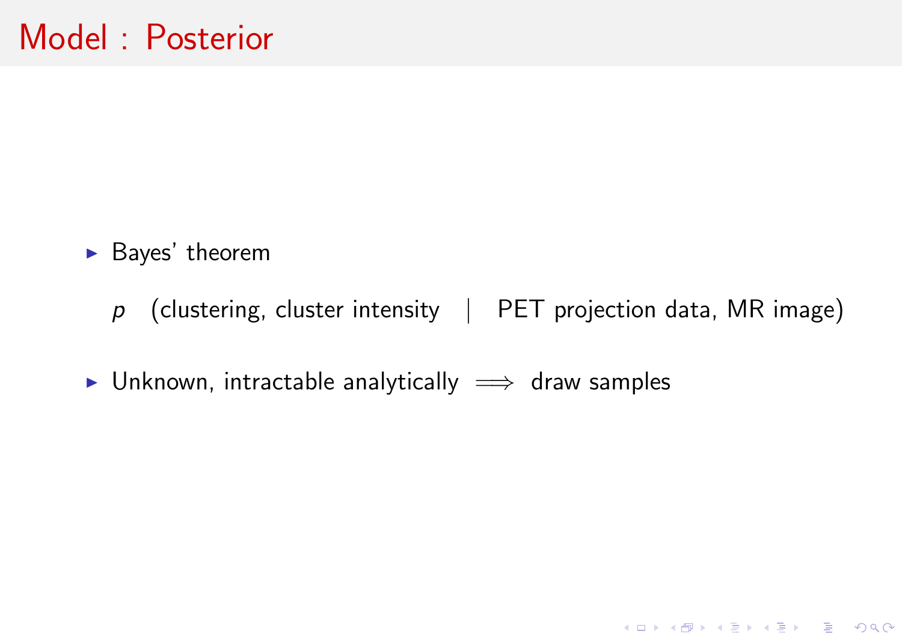# Model : Posterior

- Bayes' theorem

  $$p \quad (\text{clustering, cluster intensity} \quad | \quad \text{PET projection data, MR image})$$

- Unknown, intractable analytically $\Longrightarrow$ draw samples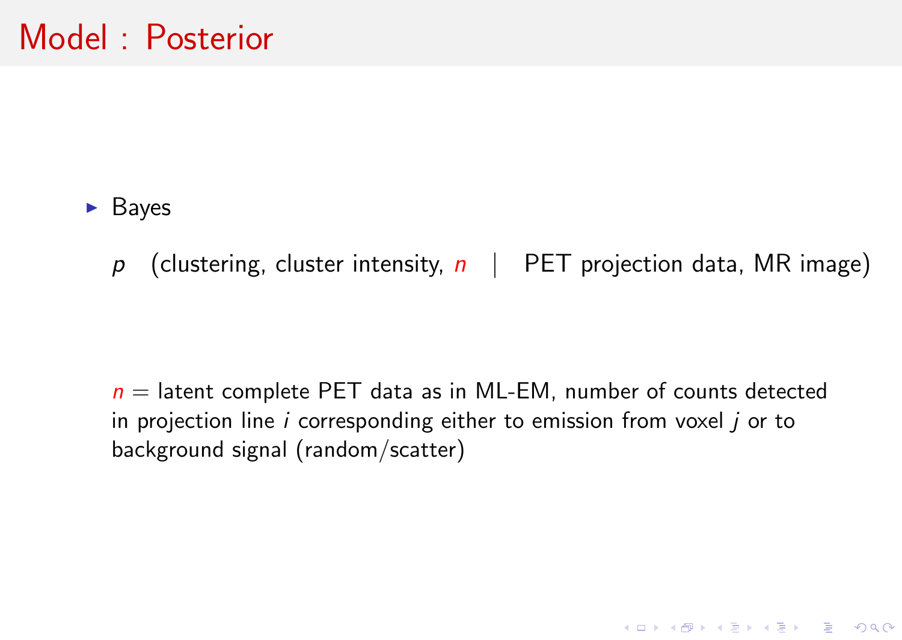# Model : Posterior

- Bayes

$$p \quad (\text{clustering, cluster intensity, } n \quad | \quad \text{PET projection data, MR image})$$

$n$ = latent complete PET data as in ML-EM, number of counts detected in projection line $i$ corresponding either to emission from voxel $j$ or to background signal (random/scatter)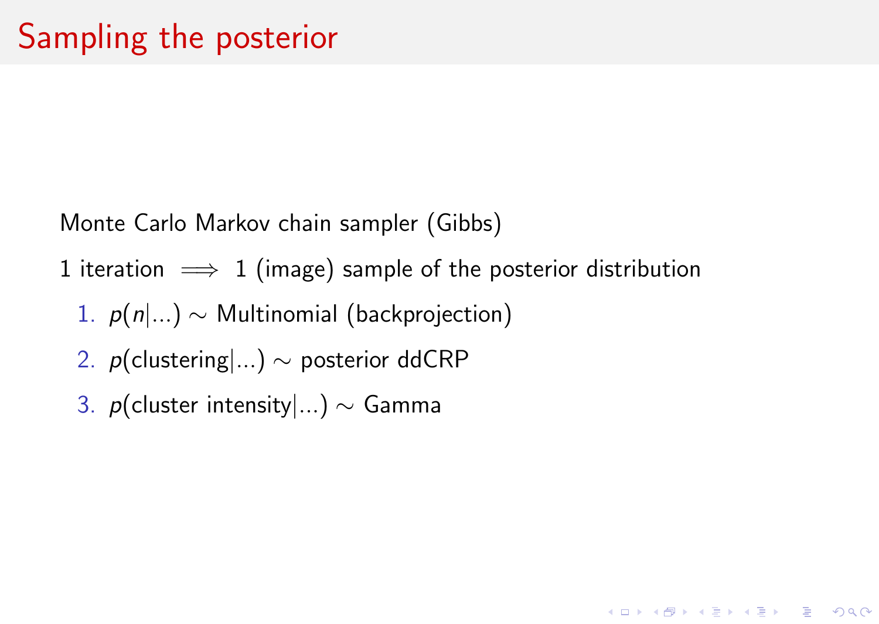# Sampling the posterior

Monte Carlo Markov chain sampler (Gibbs)

1 iteration $\implies$ 1 (image) sample of the posterior distribution

1. $p(n|...) \sim$ Multinomial (backprojection)
2. $p(\text{clustering}|...) \sim$ posterior ddCRP
3. $p(\text{cluster intensity}|...) \sim$ Gamma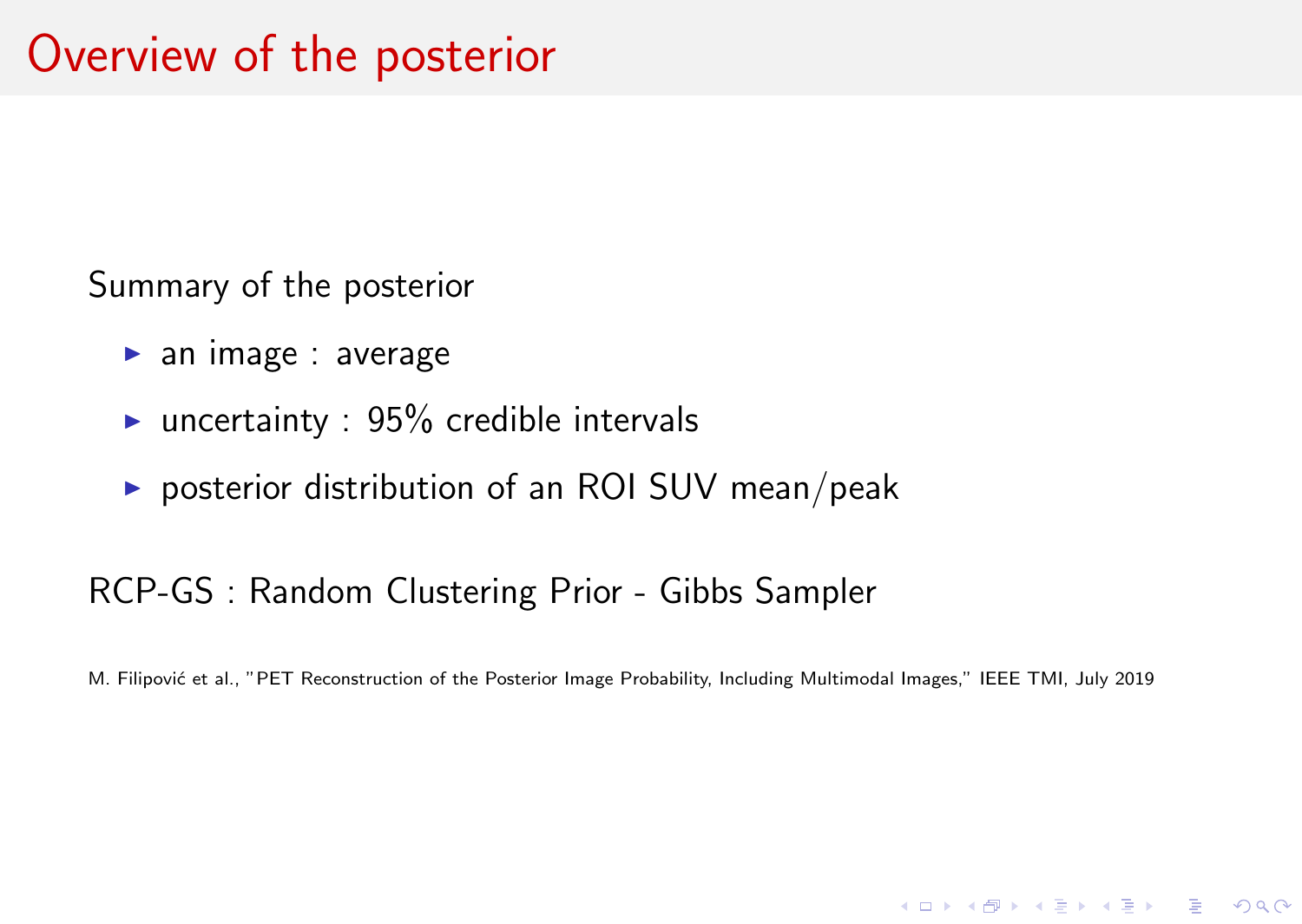# Overview of the posterior

Summary of the posterior

- an image : average
- uncertainty : 95% credible intervals
- posterior distribution of an ROI SUV mean/peak

RCP-GS : Random Clustering Prior - Gibbs Sampler

M. Filipović et al., "PET Reconstruction of the Posterior Image Probability, Including Multimodal Images," IEEE TMI, July 2019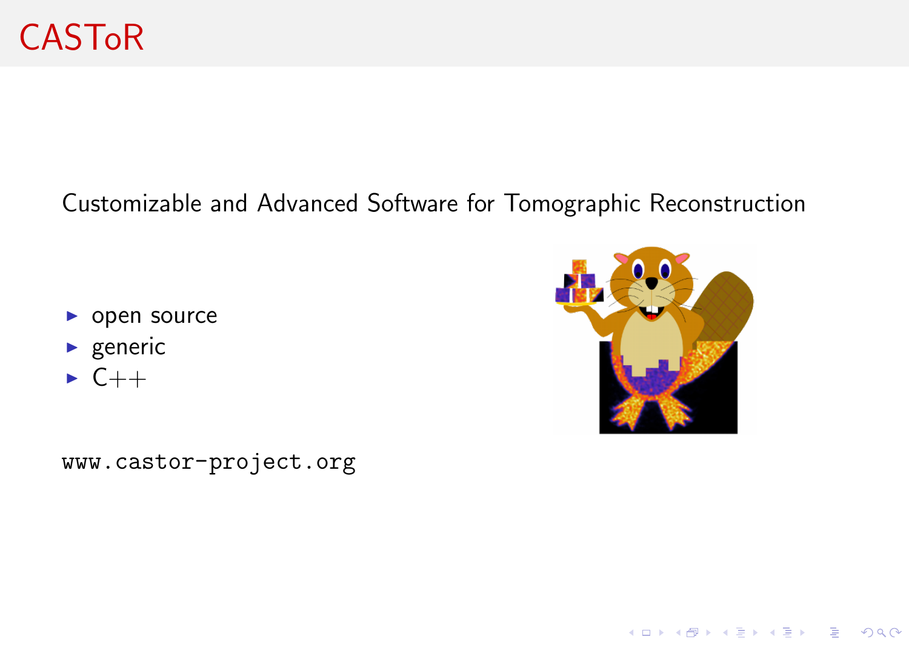# CASToR

Customizable and Advanced Software for Tomographic Reconstruction

- open source
- generic
- C++

www.castor-project.org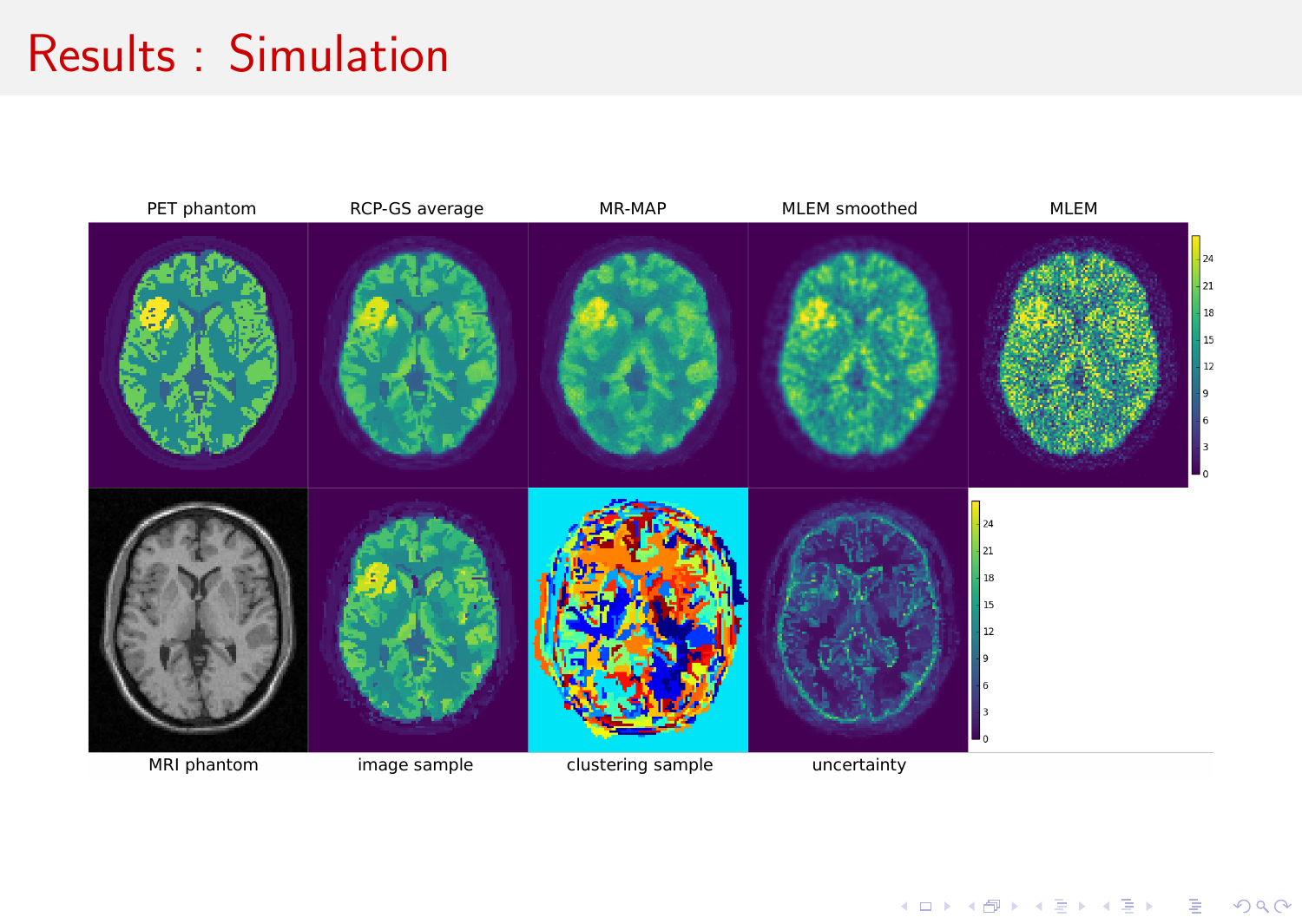# Results : Simulation

PET phantom | RCP-GS average | MR-MAP | MLEM smoothed | MLEM

MRI phantom | image sample | clustering sample | uncertainty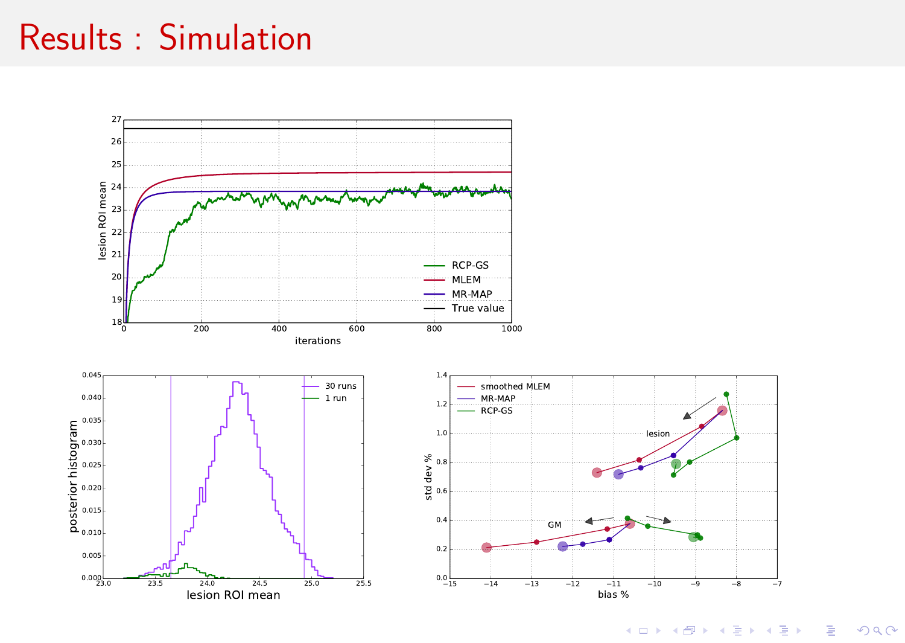# Results : Simulation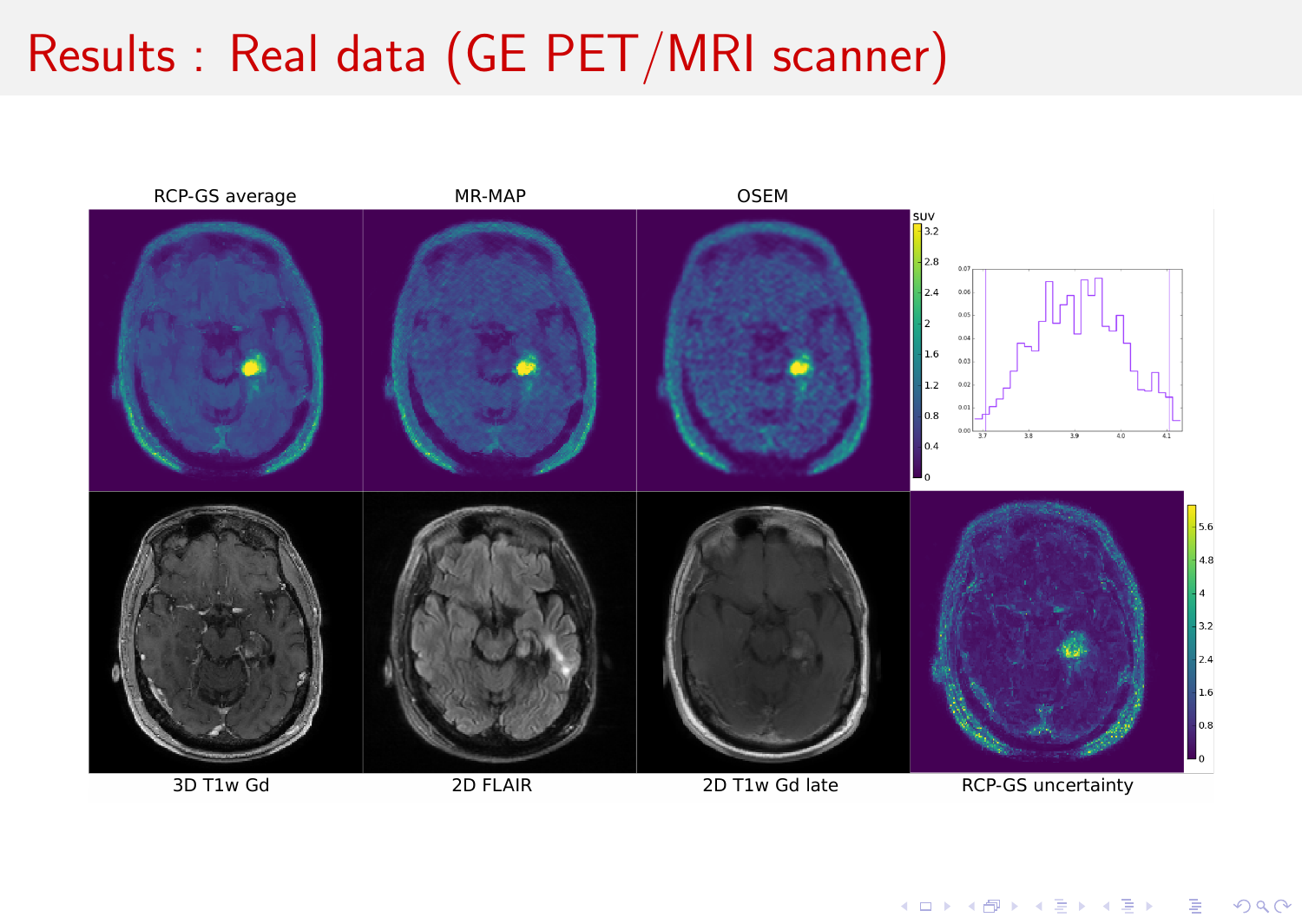# Results : Real data (GE PET/MRI scanner)

RCP-GS average | MR-MAP | OSEM

3D T1w Gd | 2D FLAIR | 2D T1w Gd late | RCP-GS uncertainty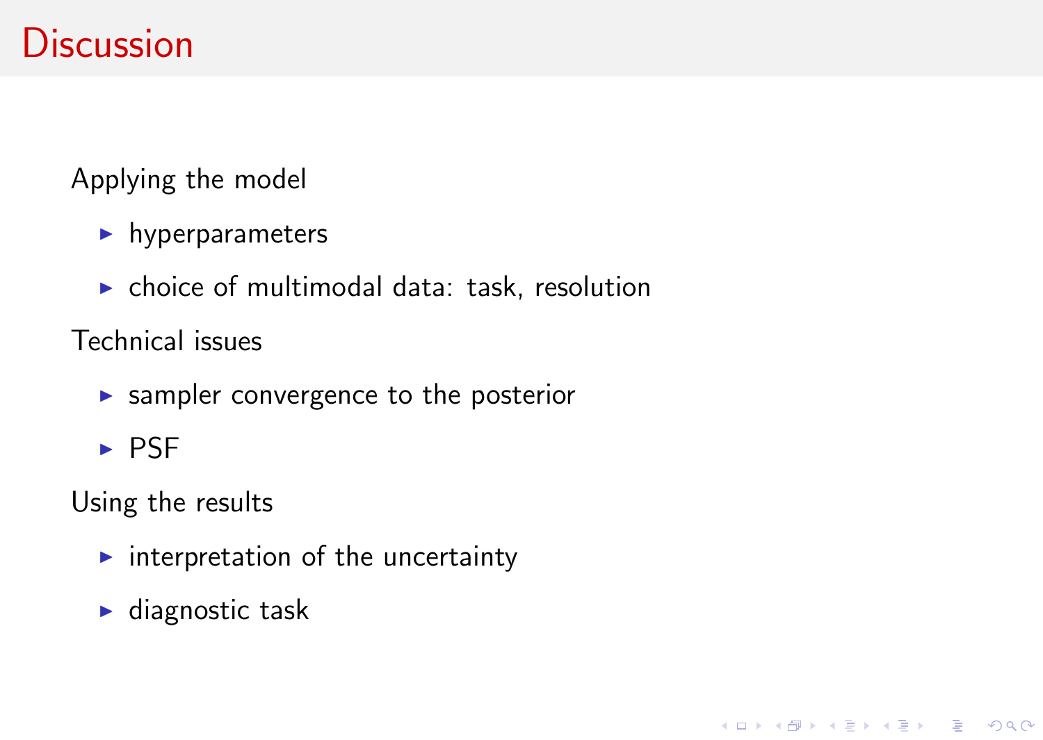# Discussion

Applying the model

- hyperparameters
- choice of multimodal data: task, resolution

Technical issues

- sampler convergence to the posterior
- PSF

Using the results

- interpretation of the uncertainty
- diagnostic task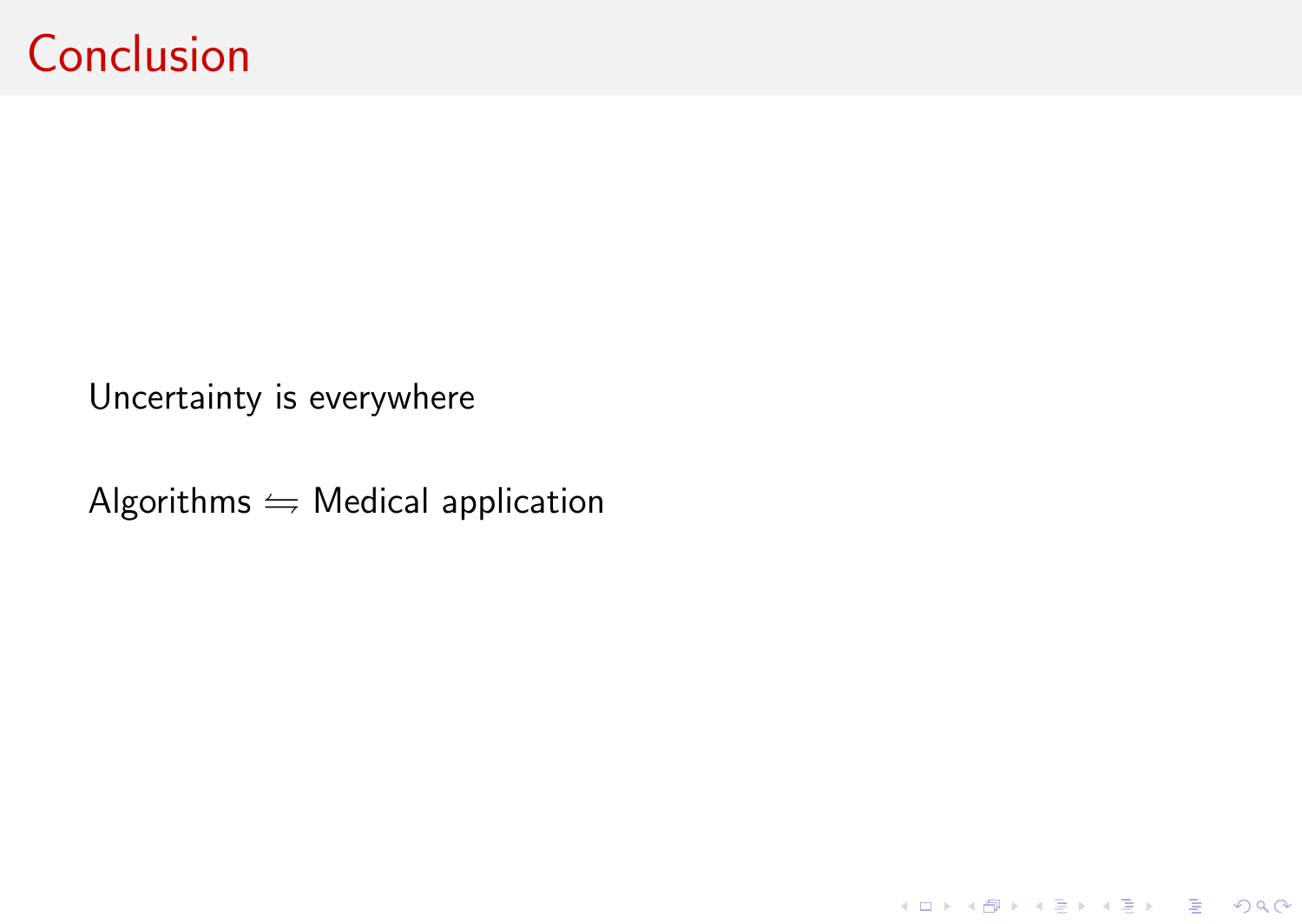# Conclusion

Uncertainty is everywhere

Algorithms $\leftrightharpoons$ Medical application